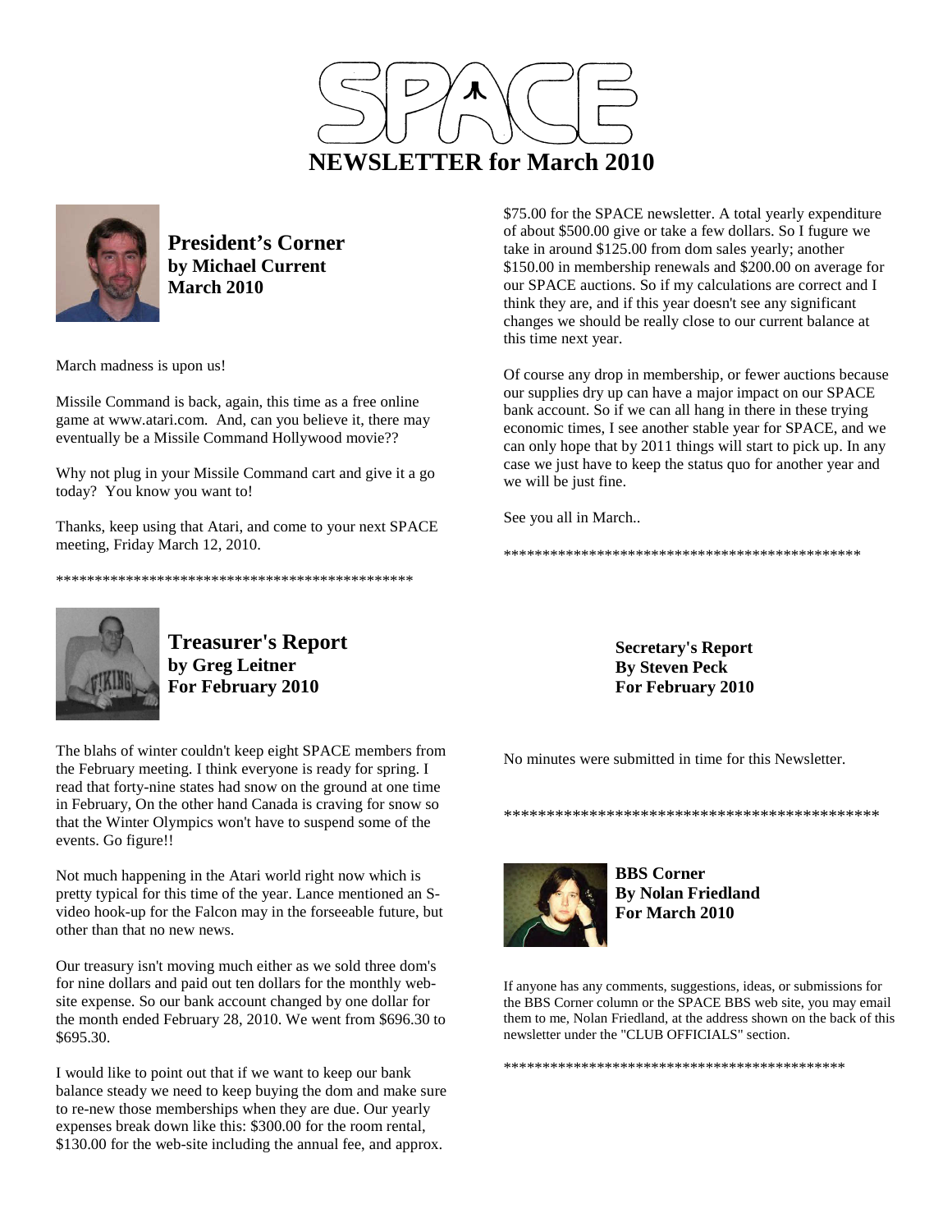# NEWSLETTER for March 2010

## President's Corner
**by Michael Current**
**March 2010**

March madness is upon us!

Missile Command is back, again, this time as a free online game at www.atari.com. And, can you believe it, there may eventually be a Missile Command Hollywood movie??

Why not plug in your Missile Command cart and give it a go today? You know you want to!

Thanks, keep using that Atari, and come to your next SPACE meeting, Friday March 12, 2010.

\*\*\*\*\*\*\*\*\*\*\*\*\*\*\*\*\*\*\*\*\*\*\*\*\*\*\*\*\*\*\*\*\*\*\*\*\*\*\*\*\*\*\*\*\*\*\*\*

## Treasurer's Report
**by Greg Leitner**
**For February 2010**

The blahs of winter couldn't keep eight SPACE members from the February meeting. I think everyone is ready for spring. I read that forty-nine states had snow on the ground at one time in February, On the other hand Canada is craving for snow so that the Winter Olympics won't have to suspend some of the events. Go figure!!

Not much happening in the Atari world right now which is pretty typical for this time of the year. Lance mentioned an S-video hook-up for the Falcon may in the forseeable future, but other than that no new news.

Our treasury isn't moving much either as we sold three dom's for nine dollars and paid out ten dollars for the monthly web-site expense. So our bank account changed by one dollar for the month ended February 28, 2010. We went from $696.30 to $695.30.

I would like to point out that if we want to keep our bank balance steady we need to keep buying the dom and make sure to re-new those memberships when they are due. Our yearly expenses break down like this: $300.00 for the room rental, $130.00 for the web-site including the annual fee, and approx. $75.00 for the SPACE newsletter. A total yearly expenditure of about $500.00 give or take a few dollars. So I fugure we take in around $125.00 from dom sales yearly; another $150.00 in membership renewals and $200.00 on average for our SPACE auctions. So if my calculations are correct and I think they are, and if this year doesn't see any significant changes we should be really close to our current balance at this time next year.

Of course any drop in membership, or fewer auctions because our supplies dry up can have a major impact on our SPACE bank account. So if we can all hang in there in these trying economic times, I see another stable year for SPACE, and we can only hope that by 2011 things will start to pick up. In any case we just have to keep the status quo for another year and we will be just fine.

See you all in March..

\*\*\*\*\*\*\*\*\*\*\*\*\*\*\*\*\*\*\*\*\*\*\*\*\*\*\*\*\*\*\*\*\*\*\*\*\*\*\*\*\*\*\*\*\*\*\*\*

## Secretary's Report
**By Steven Peck**
**For February 2010**

No minutes were submitted in time for this Newsletter.

\*\*\*\*\*\*\*\*\*\*\*\*\*\*\*\*\*\*\*\*\*\*\*\*\*\*\*\*\*\*\*\*\*\*\*\*\*\*\*\*\*\*\*\*\*\*\*

## BBS Corner
**By Nolan Friedland**
**For March 2010**

If anyone has any comments, suggestions, ideas, or submissions for the BBS Corner column or the SPACE BBS web site, you may email them to me, Nolan Friedland, at the address shown on the back of this newsletter under the "CLUB OFFICIALS" section.

\*\*\*\*\*\*\*\*\*\*\*\*\*\*\*\*\*\*\*\*\*\*\*\*\*\*\*\*\*\*\*\*\*\*\*\*\*\*\*\*\*\*\*\*\*\*\*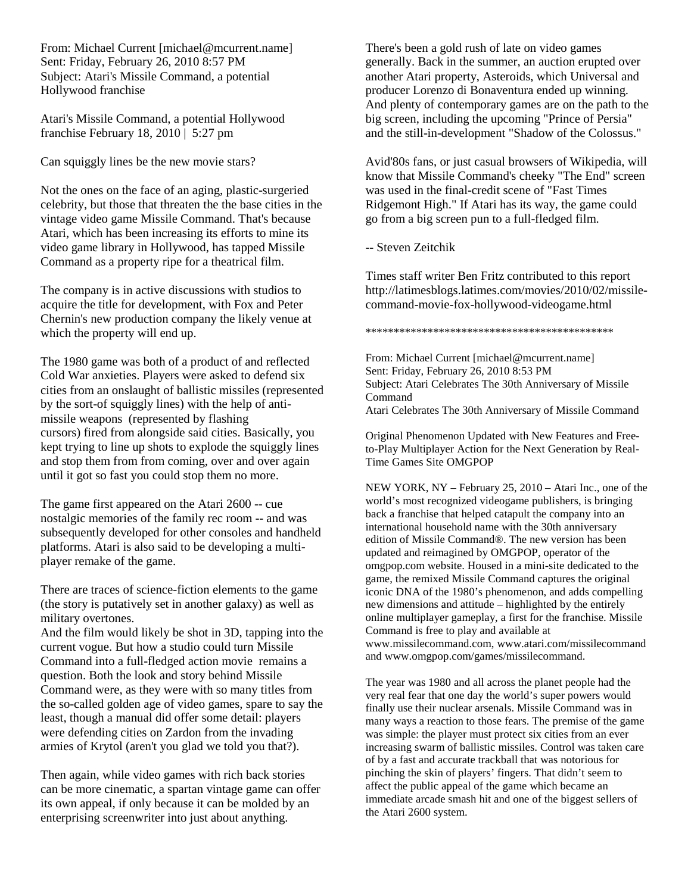From: Michael Current [michael@mcurrent.name]
Sent: Friday, February 26, 2010 8:57 PM
Subject: Atari's Missile Command, a potential Hollywood franchise

Atari's Missile Command, a potential Hollywood franchise February 18, 2010 | 5:27 pm

Can squiggly lines be the new movie stars?

Not the ones on the face of an aging, plastic-surgeried celebrity, but those that threaten the the base cities in the vintage video game Missile Command. That's because Atari, which has been increasing its efforts to mine its video game library in Hollywood, has tapped Missile Command as a property ripe for a theatrical film.

The company is in active discussions with studios to acquire the title for development, with Fox and Peter Chernin's new production company the likely venue at which the property will end up.

The 1980 game was both of a product of and reflected Cold War anxieties. Players were asked to defend six cities from an onslaught of ballistic missiles (represented by the sort-of squiggly lines) with the help of anti-missile weapons (represented by flashing cursors) fired from alongside said cities. Basically, you kept trying to line up shots to explode the squiggly lines and stop them from from coming, over and over again until it got so fast you could stop them no more.

The game first appeared on the Atari 2600 -- cue nostalgic memories of the family rec room -- and was subsequently developed for other consoles and handheld platforms. Atari is also said to be developing a multi-player remake of the game.

There are traces of science-fiction elements to the game (the story is putatively set in another galaxy) as well as military overtones.
And the film would likely be shot in 3D, tapping into the current vogue. But how a studio could turn Missile Command into a full-fledged action movie remains a question. Both the look and story behind Missile Command were, as they were with so many titles from the so-called golden age of video games, spare to say the least, though a manual did offer some detail: players were defending cities on Zardon from the invading armies of Krytol (aren't you glad we told you that?).

Then again, while video games with rich back stories can be more cinematic, a spartan vintage game can offer its own appeal, if only because it can be molded by an enterprising screenwriter into just about anything.

There's been a gold rush of late on video games generally. Back in the summer, an auction erupted over another Atari property, Asteroids, which Universal and producer Lorenzo di Bonaventura ended up winning. And plenty of contemporary games are on the path to the big screen, including the upcoming "Prince of Persia" and the still-in-development "Shadow of the Colossus."

Avid'80s fans, or just casual browsers of Wikipedia, will know that Missile Command's cheeky "The End" screen was used in the final-credit scene of "Fast Times Ridgemont High." If Atari has its way, the game could go from a big screen pun to a full-fledged film.

-- Steven Zeitchik

Times staff writer Ben Fritz contributed to this report
http://latimesblogs.latimes.com/movies/2010/02/missile-command-movie-fox-hollywood-videogame.html

********************************************

From: Michael Current [michael@mcurrent.name]
Sent: Friday, February 26, 2010 8:53 PM
Subject: Atari Celebrates The 30th Anniversary of Missile Command
Atari Celebrates The 30th Anniversary of Missile Command

Original Phenomenon Updated with New Features and Free-to-Play Multiplayer Action for the Next Generation by Real-Time Games Site OMGPOP

NEW YORK, NY – February 25, 2010 – Atari Inc., one of the world's most recognized videogame publishers, is bringing back a franchise that helped catapult the company into an international household name with the 30th anniversary edition of Missile Command®. The new version has been updated and reimagined by OMGPOP, operator of the omgpop.com website. Housed in a mini-site dedicated to the game, the remixed Missile Command captures the original iconic DNA of the 1980's phenomenon, and adds compelling new dimensions and attitude – highlighted by the entirely online multiplayer gameplay, a first for the franchise. Missile Command is free to play and available at www.missilecommand.com, www.atari.com/missilecommand and www.omgpop.com/games/missilecommand.

The year was 1980 and all across the planet people had the very real fear that one day the world's super powers would finally use their nuclear arsenals. Missile Command was in many ways a reaction to those fears. The premise of the game was simple: the player must protect six cities from an ever increasing swarm of ballistic missiles. Control was taken care of by a fast and accurate trackball that was notorious for pinching the skin of players' fingers. That didn't seem to affect the public appeal of the game which became an immediate arcade smash hit and one of the biggest sellers of the Atari 2600 system.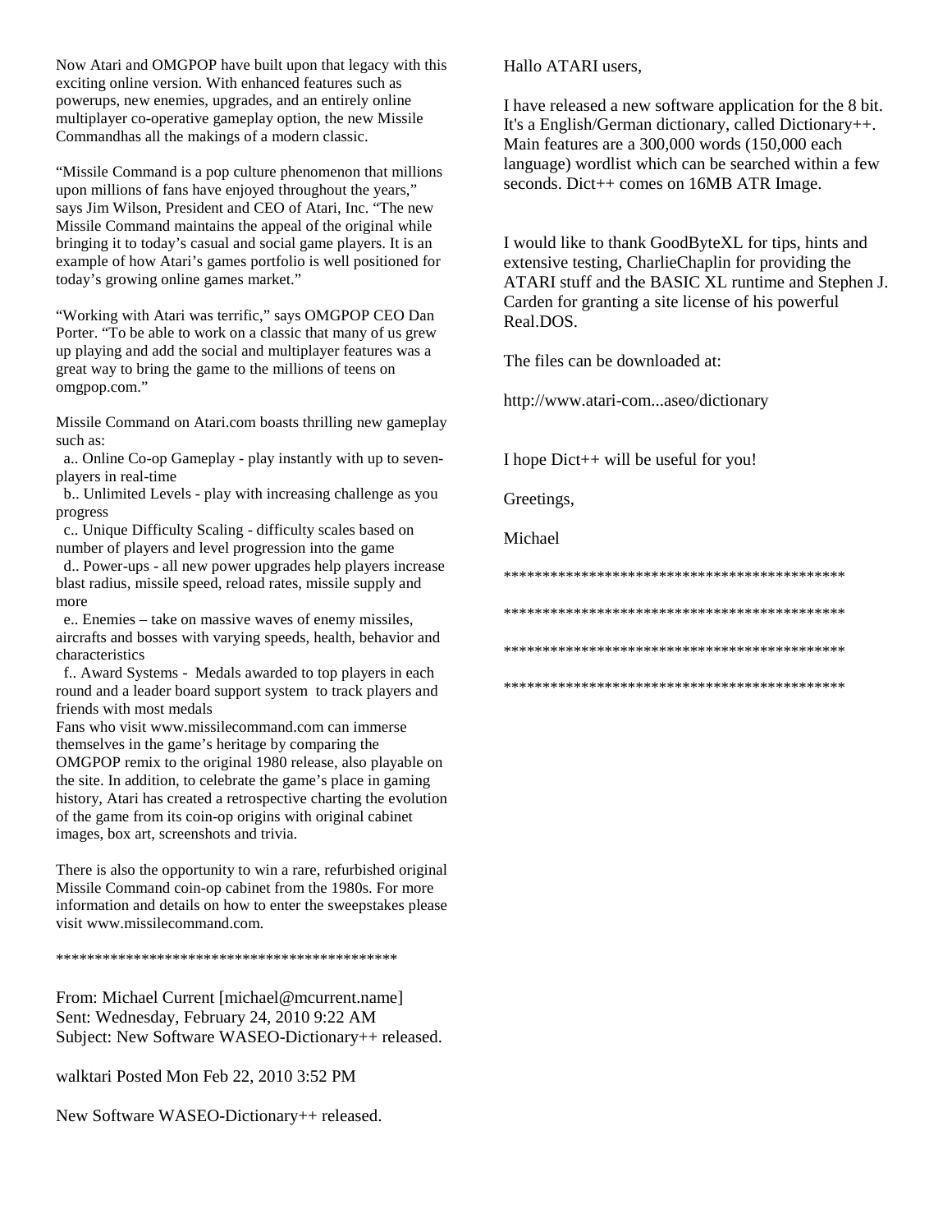Now Atari and OMGPOP have built upon that legacy with this exciting online version. With enhanced features such as powerups, new enemies, upgrades, and an entirely online multiplayer co-operative gameplay option, the new Missile Commandhas all the makings of a modern classic.

“Missile Command is a pop culture phenomenon that millions upon millions of fans have enjoyed throughout the years,” says Jim Wilson, President and CEO of Atari, Inc. “The new Missile Command maintains the appeal of the original while bringing it to today’s casual and social game players. It is an example of how Atari’s games portfolio is well positioned for today’s growing online games market.”

“Working with Atari was terrific,” says OMGPOP CEO Dan Porter. “To be able to work on a classic that many of us grew up playing and add the social and multiplayer features was a great way to bring the game to the millions of teens on omgpop.com.”

Missile Command on Atari.com boasts thrilling new gameplay such as:

a.. Online Co-op Gameplay - play instantly with up to seven-players in real-time
b.. Unlimited Levels - play with increasing challenge as you progress
c.. Unique Difficulty Scaling - difficulty scales based on number of players and level progression into the game
d.. Power-ups - all new power upgrades help players increase blast radius, missile speed, reload rates, missile supply and more
e.. Enemies – take on massive waves of enemy missiles, aircrafts and bosses with varying speeds, health, behavior and characteristics
f.. Award Systems - Medals awarded to top players in each round and a leader board support system to track players and friends with most medals

Fans who visit www.missilecommand.com can immerse themselves in the game’s heritage by comparing the OMGPOP remix to the original 1980 release, also playable on the site. In addition, to celebrate the game’s place in gaming history, Atari has created a retrospective charting the evolution of the game from its coin-op origins with original cabinet images, box art, screenshots and trivia.

There is also the opportunity to win a rare, refurbished original Missile Command coin-op cabinet from the 1980s. For more information and details on how to enter the sweepstakes please visit www.missilecommand.com.

**********************************************

From: Michael Current [michael@mcurrent.name]
Sent: Wednesday, February 24, 2010 9:22 AM
Subject: New Software WASEO-Dictionary++ released.

walktari Posted Mon Feb 22, 2010 3:52 PM

New Software WASEO-Dictionary++ released.

Hallo ATARI users,

I have released a new software application for the 8 bit. It's a English/German dictionary, called Dictionary++. Main features are a 300,000 words (150,000 each language) wordlist which can be searched within a few seconds. Dict++ comes on 16MB ATR Image.

I would like to thank GoodByteXL for tips, hints and extensive testing, CharlieChaplin for providing the ATARI stuff and the BASIC XL runtime and Stephen J. Carden for granting a site license of his powerful Real.DOS.

The files can be downloaded at:

http://www.atari-com...aseo/dictionary

I hope Dict++ will be useful for you!

Greetings,

Michael

**********************************************

**********************************************

**********************************************

**********************************************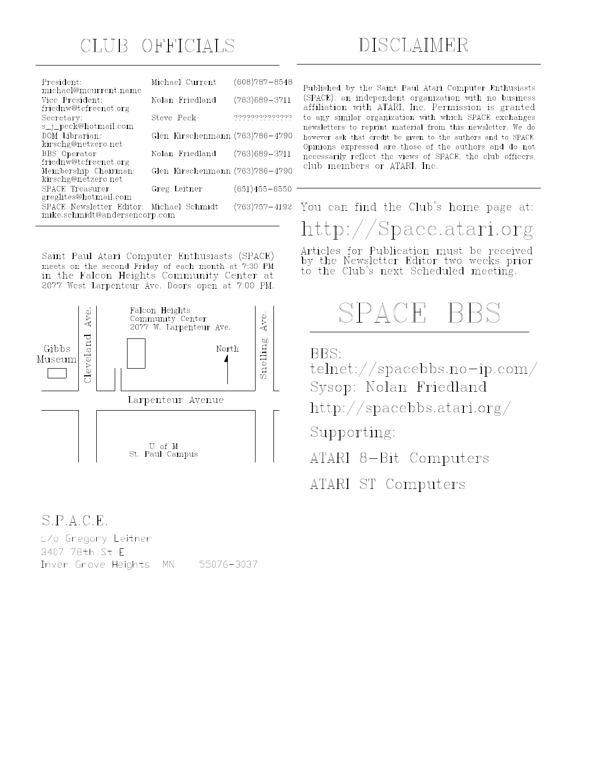# CLUB OFFICIALS

| | | |
|---|---|---|
| President: michael@mcurrent.name | Michael Current | (608)787-8548 |
| Vice President: friednw@tcfreenet.org | Nolan Friedland | (763)689-3711 |
| Secretary: s_j_peck@hotmail.com | Steve Peck | ?????????????? |
| DOM Librarian: kirschg@netzero.net | Glen Kirschenmann | (763)786-4790 |
| BBS Operator friednw@tcfreenet.org | Nolan Friedland | (763)689-3711 |
| Membership Chairman: kirschg@netzero.net | Glen Kirschenmann | (763)786-4790 |
| SPACE Treasurer greglites@hotmail.com | Greg Leitner | (651)455-6550 |
| SPACE Newsletter Editor: mike.schmidt@andersencorp.com | Michael Schmidt | (763)757-4192 |

Saint Paul Atari Computer Enthusiasts (SPACE) meets on the second Friday of each month at 7:30 PM in the Falcon Heights Community Center at 2077 West Larpenteur Ave. Doors open at 7:00 PM.

Falcon Heights Community Center 2077 W. Larpenteur Ave.

Gibbs Museum

Cleveland Ave.

Snelling Ave.

North

Larpenteur Avenue

U of M St. Paul Campus

# DISCLAIMER

Published by the Saint Paul Atari Computer Enthusiasts (SPACE), an independent organization with no business affiliation with ATARI, Inc. Permission is granted to any similar organization with which SPACE exchanges newsletters to reprint material from this newsletter. We do however ask that credit be given to the authors and to SPACE. Opinions expressed are those of the authors and do not necessarily reflect the views of SPACE, the club officers, club members or ATARI, Inc.

You can find the Club's home page at:

http://Space.atari.org

Articles for Publication must be received by the Newsletter Editor two weeks prior to the Club's next Scheduled meeting.

# SPACE BBS

BBS:
telnet://spacebbs.no-ip.com/
Sysop: Nolan Friedland
http://spacebbs.atari.org/

Supporting:

ATARI 8-Bit Computers

ATARI ST Computers

S.P.A.C.E.
c/o Gregory Leitner
3407 78th St E
Inver Grove Heights MN 55076-3037